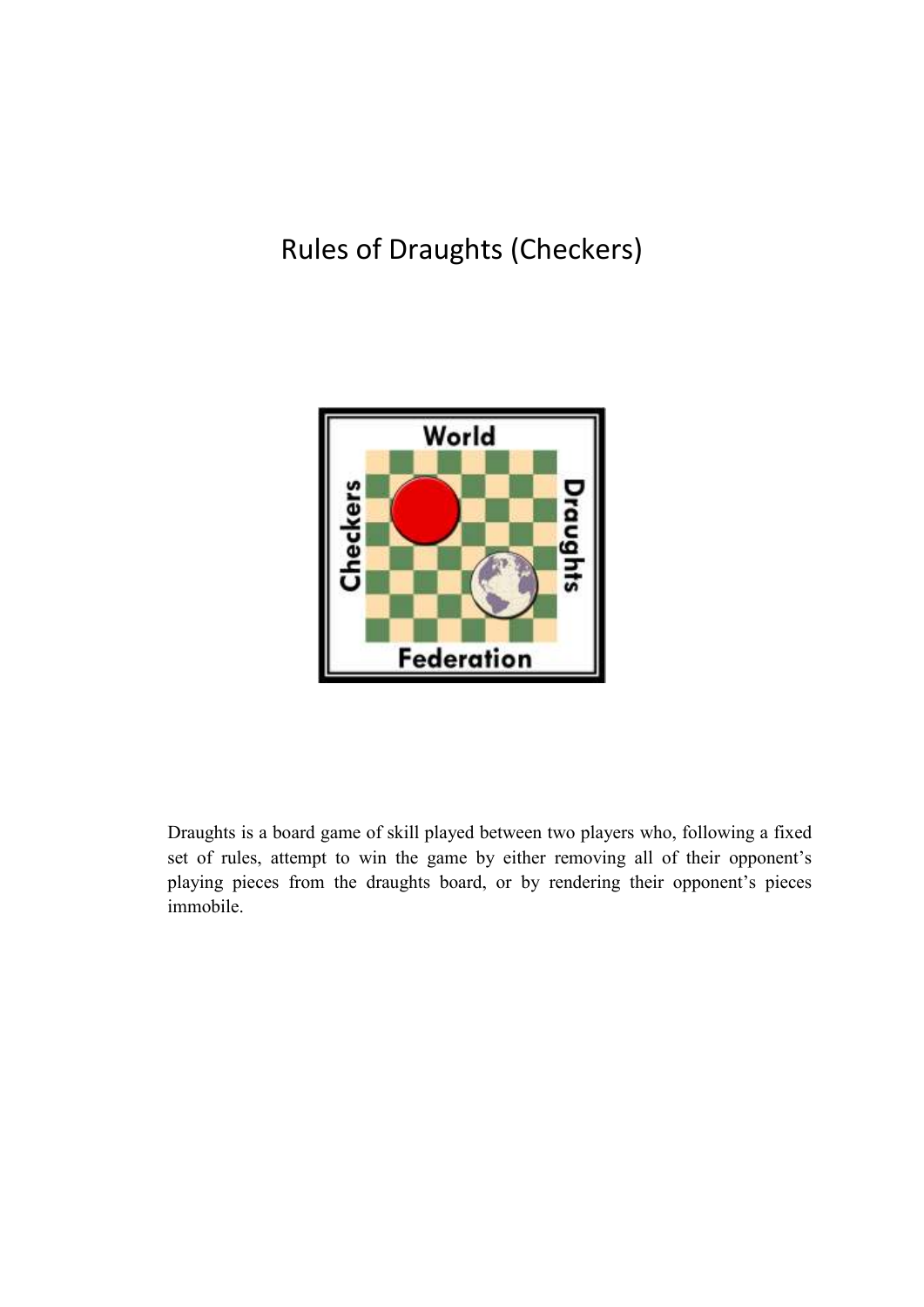# Rules of Draughts (Checkers)

Draughts is a board game of skill played between two players who, following a fixed set of rules, attempt to win the game by either removing all of their opponent's playing pieces from the draughts board, or by rendering their opponent's pieces immobile.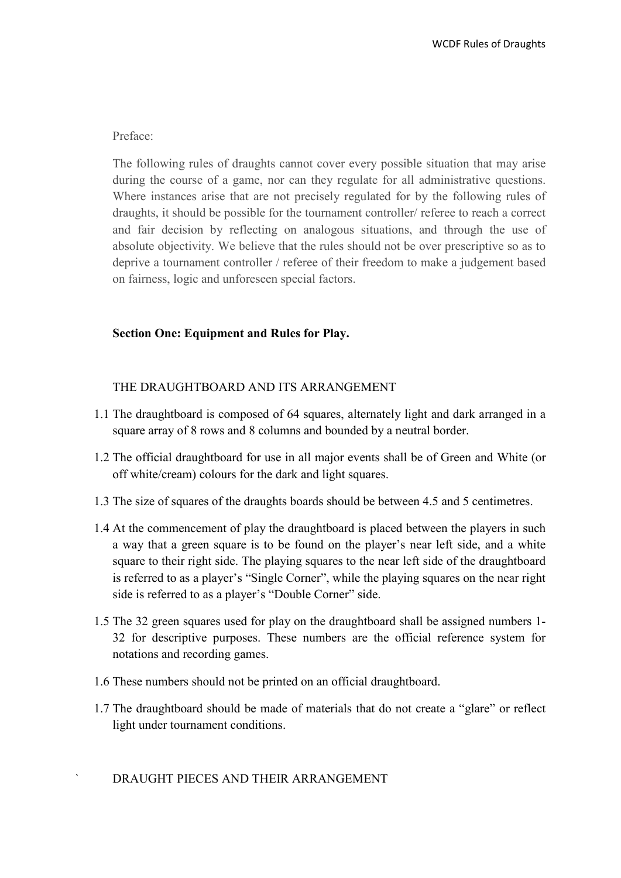Preface:

The following rules of draughts cannot cover every possible situation that may arise during the course of a game, nor can they regulate for all administrative questions. Where instances arise that are not precisely regulated for by the following rules of draughts, it should be possible for the tournament controller/ referee to reach a correct and fair decision by reflecting on analogous situations, and through the use of absolute objectivity. We believe that the rules should not be over prescriptive so as to deprive a tournament controller / referee of their freedom to make a judgement based on fairness, logic and unforeseen special factors.

## Section One: Equipment and Rules for Play.

### THE DRAUGHTBOARD AND ITS ARRANGEMENT

1.1 The draughtboard is composed of 64 squares, alternately light and dark arranged in a square array of 8 rows and 8 columns and bounded by a neutral border.

1.2 The official draughtboard for use in all major events shall be of Green and White (or off white/cream) colours for the dark and light squares.

1.3 The size of squares of the draughts boards should be between 4.5 and 5 centimetres.

1.4 At the commencement of play the draughtboard is placed between the players in such a way that a green square is to be found on the player's near left side, and a white square to their right side. The playing squares to the near left side of the draughtboard is referred to as a player's "Single Corner", while the playing squares on the near right side is referred to as a player's "Double Corner" side.

1.5 The 32 green squares used for play on the draughtboard shall be assigned numbers 1-32 for descriptive purposes. These numbers are the official reference system for notations and recording games.

1.6 These numbers should not be printed on an official draughtboard.

1.7 The draughtboard should be made of materials that do not create a "glare" or reflect light under tournament conditions.

### DRAUGHT PIECES AND THEIR ARRANGEMENT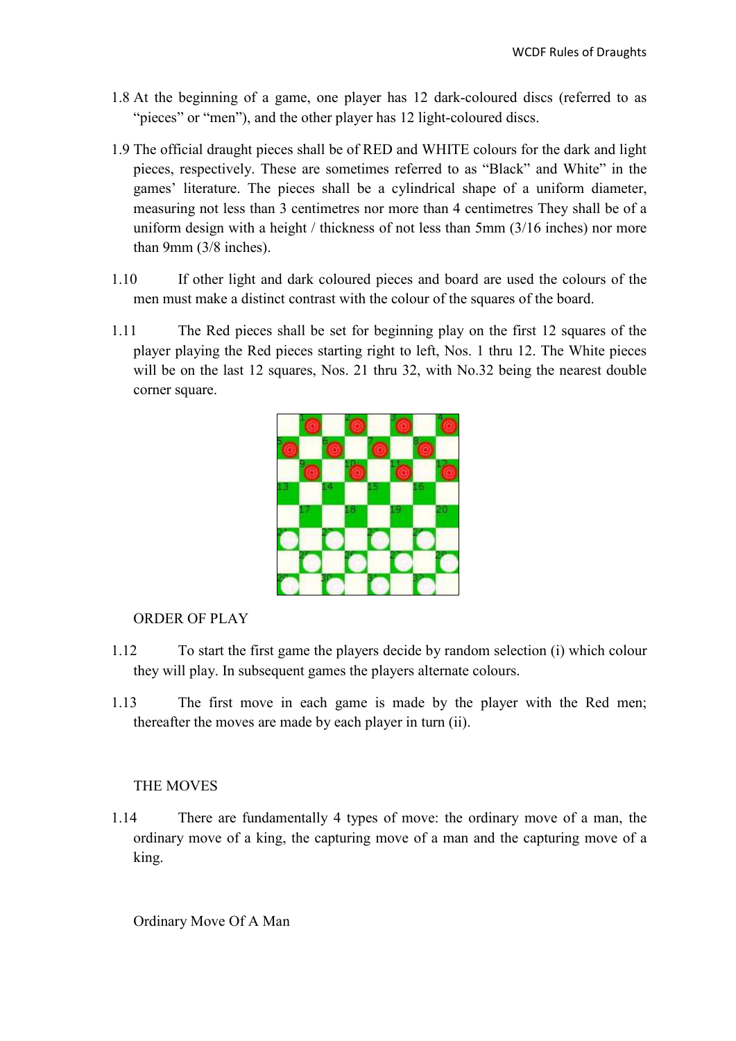1.8 At the beginning of a game, one player has 12 dark-coloured discs (referred to as "pieces" or "men"), and the other player has 12 light-coloured discs.

1.9 The official draught pieces shall be of RED and WHITE colours for the dark and light pieces, respectively. These are sometimes referred to as "Black" and White" in the games' literature. The pieces shall be a cylindrical shape of a uniform diameter, measuring not less than 3 centimetres nor more than 4 centimetres They shall be of a uniform design with a height / thickness of not less than 5mm (3/16 inches) nor more than 9mm (3/8 inches).

1.10 If other light and dark coloured pieces and board are used the colours of the men must make a distinct contrast with the colour of the squares of the board.

1.11 The Red pieces shall be set for beginning play on the first 12 squares of the player playing the Red pieces starting right to left, Nos. 1 thru 12. The White pieces will be on the last 12 squares, Nos. 21 thru 32, with No.32 being the nearest double corner square.

ORDER OF PLAY

1.12 To start the first game the players decide by random selection (i) which colour they will play. In subsequent games the players alternate colours.

1.13 The first move in each game is made by the player with the Red men; thereafter the moves are made by each player in turn (ii).

THE MOVES

1.14 There are fundamentally 4 types of move: the ordinary move of a man, the ordinary move of a king, the capturing move of a man and the capturing move of a king.

Ordinary Move Of A Man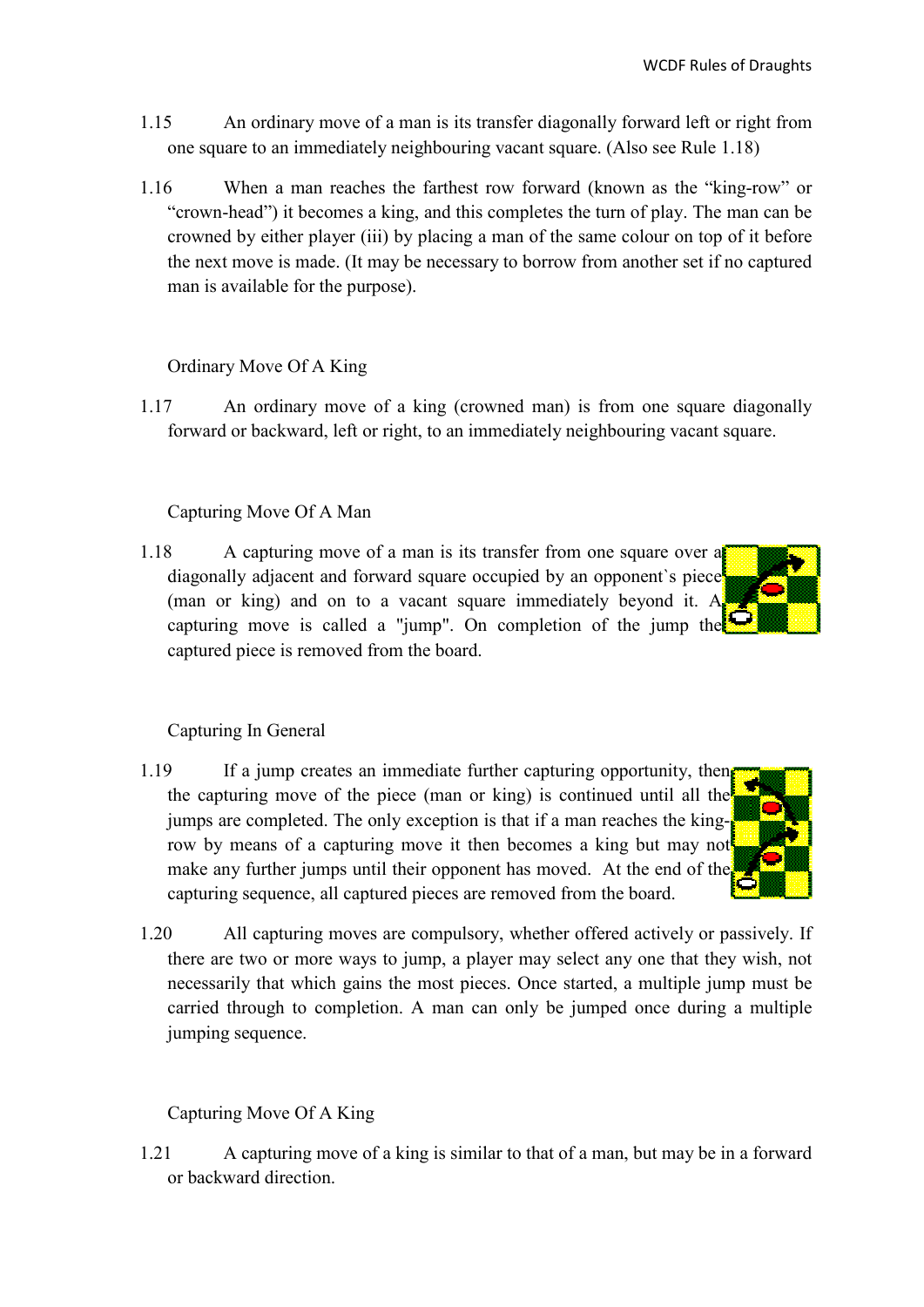1.15 An ordinary move of a man is its transfer diagonally forward left or right from one square to an immediately neighbouring vacant square. (Also see Rule 1.18)

1.16 When a man reaches the farthest row forward (known as the "king-row" or "crown-head") it becomes a king, and this completes the turn of play. The man can be crowned by either player (iii) by placing a man of the same colour on top of it before the next move is made. (It may be necessary to borrow from another set if no captured man is available for the purpose).

## Ordinary Move Of A King

1.17 An ordinary move of a king (crowned man) is from one square diagonally forward or backward, left or right, to an immediately neighbouring vacant square.

## Capturing Move Of A Man

1.18 A capturing move of a man is its transfer from one square over a diagonally adjacent and forward square occupied by an opponent`s piece (man or king) and on to a vacant square immediately beyond it. A capturing move is called a "jump". On completion of the jump the captured piece is removed from the board.

## Capturing In General

1.19 If a jump creates an immediate further capturing opportunity, then the capturing move of the piece (man or king) is continued until all the jumps are completed. The only exception is that if a man reaches the king-row by means of a capturing move it then becomes a king but may not make any further jumps until their opponent has moved. At the end of the capturing sequence, all captured pieces are removed from the board.

1.20 All capturing moves are compulsory, whether offered actively or passively. If there are two or more ways to jump, a player may select any one that they wish, not necessarily that which gains the most pieces. Once started, a multiple jump must be carried through to completion. A man can only be jumped once during a multiple jumping sequence.

## Capturing Move Of A King

1.21 A capturing move of a king is similar to that of a man, but may be in a forward or backward direction.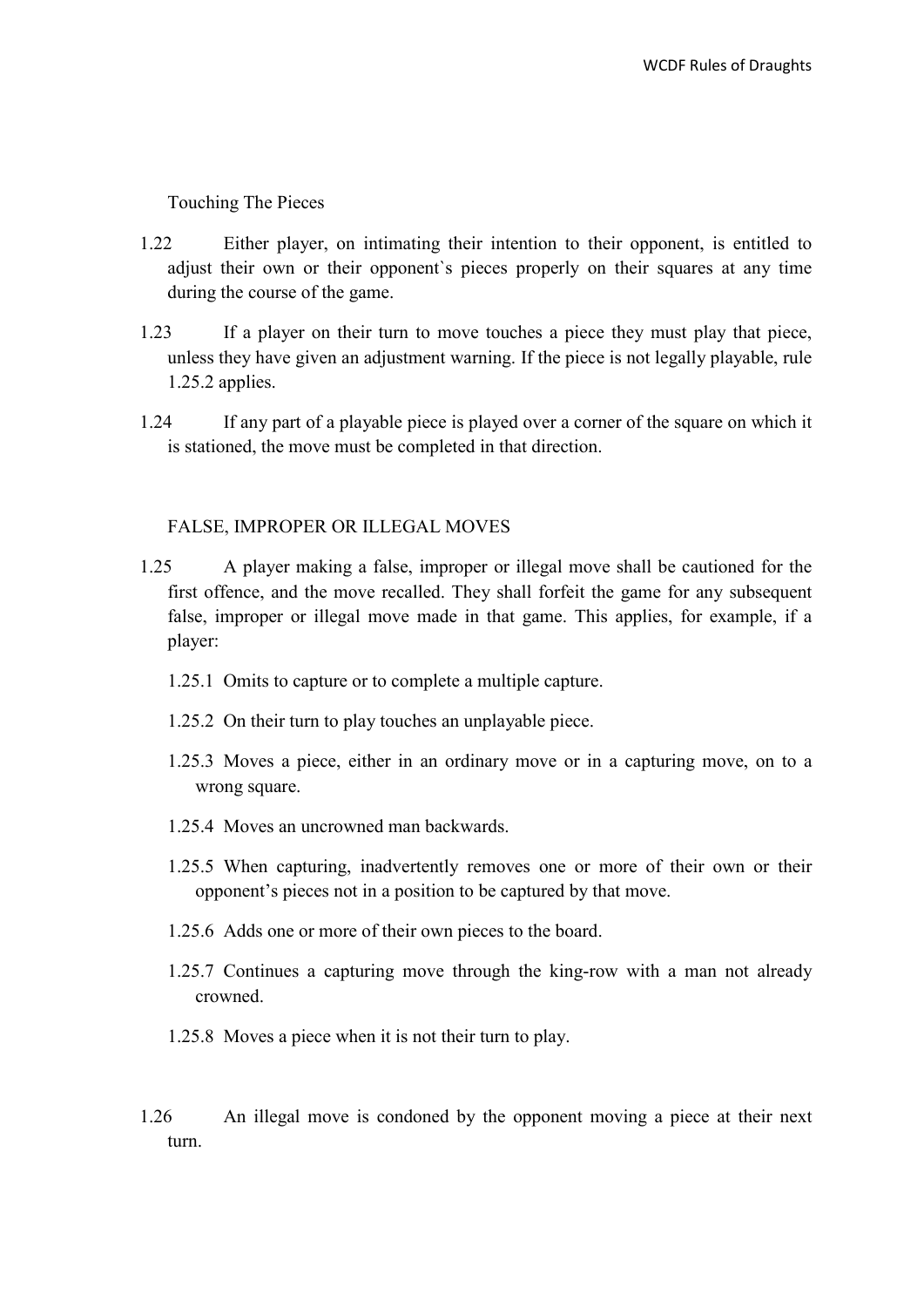### Touching The Pieces

1.22 Either player, on intimating their intention to their opponent, is entitled to adjust their own or their opponent`s pieces properly on their squares at any time during the course of the game.

1.23 If a player on their turn to move touches a piece they must play that piece, unless they have given an adjustment warning. If the piece is not legally playable, rule 1.25.2 applies.

1.24 If any part of a playable piece is played over a corner of the square on which it is stationed, the move must be completed in that direction.

### FALSE, IMPROPER OR ILLEGAL MOVES

1.25 A player making a false, improper or illegal move shall be cautioned for the first offence, and the move recalled. They shall forfeit the game for any subsequent false, improper or illegal move made in that game. This applies, for example, if a player:

1.25.1 Omits to capture or to complete a multiple capture.

1.25.2 On their turn to play touches an unplayable piece.

1.25.3 Moves a piece, either in an ordinary move or in a capturing move, on to a wrong square.

1.25.4 Moves an uncrowned man backwards.

1.25.5 When capturing, inadvertently removes one or more of their own or their opponent's pieces not in a position to be captured by that move.

1.25.6 Adds one or more of their own pieces to the board.

1.25.7 Continues a capturing move through the king-row with a man not already crowned.

1.25.8 Moves a piece when it is not their turn to play.

1.26 An illegal move is condoned by the opponent moving a piece at their next turn.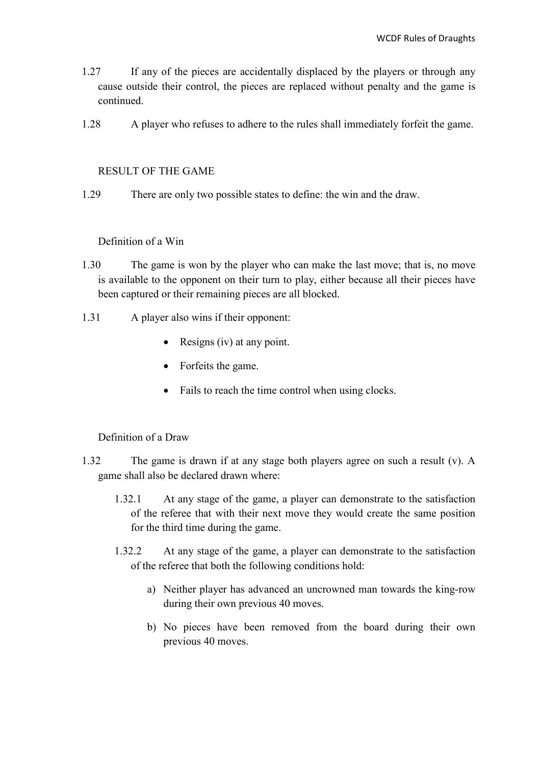1.27 If any of the pieces are accidentally displaced by the players or through any cause outside their control, the pieces are replaced without penalty and the game is continued.

1.28 A player who refuses to adhere to the rules shall immediately forfeit the game.

## RESULT OF THE GAME

1.29 There are only two possible states to define: the win and the draw.

### Definition of a Win

1.30 The game is won by the player who can make the last move; that is, no move is available to the opponent on their turn to play, either because all their pieces have been captured or their remaining pieces are all blocked.

1.31 A player also wins if their opponent:

- Resigns (iv) at any point.
- Forfeits the game.
- Fails to reach the time control when using clocks.

### Definition of a Draw

1.32 The game is drawn if at any stage both players agree on such a result (v). A game shall also be declared drawn where:

1.32.1 At any stage of the game, a player can demonstrate to the satisfaction of the referee that with their next move they would create the same position for the third time during the game.

1.32.2 At any stage of the game, a player can demonstrate to the satisfaction of the referee that both the following conditions hold:

a) Neither player has advanced an uncrowned man towards the king-row during their own previous 40 moves.

b) No pieces have been removed from the board during their own previous 40 moves.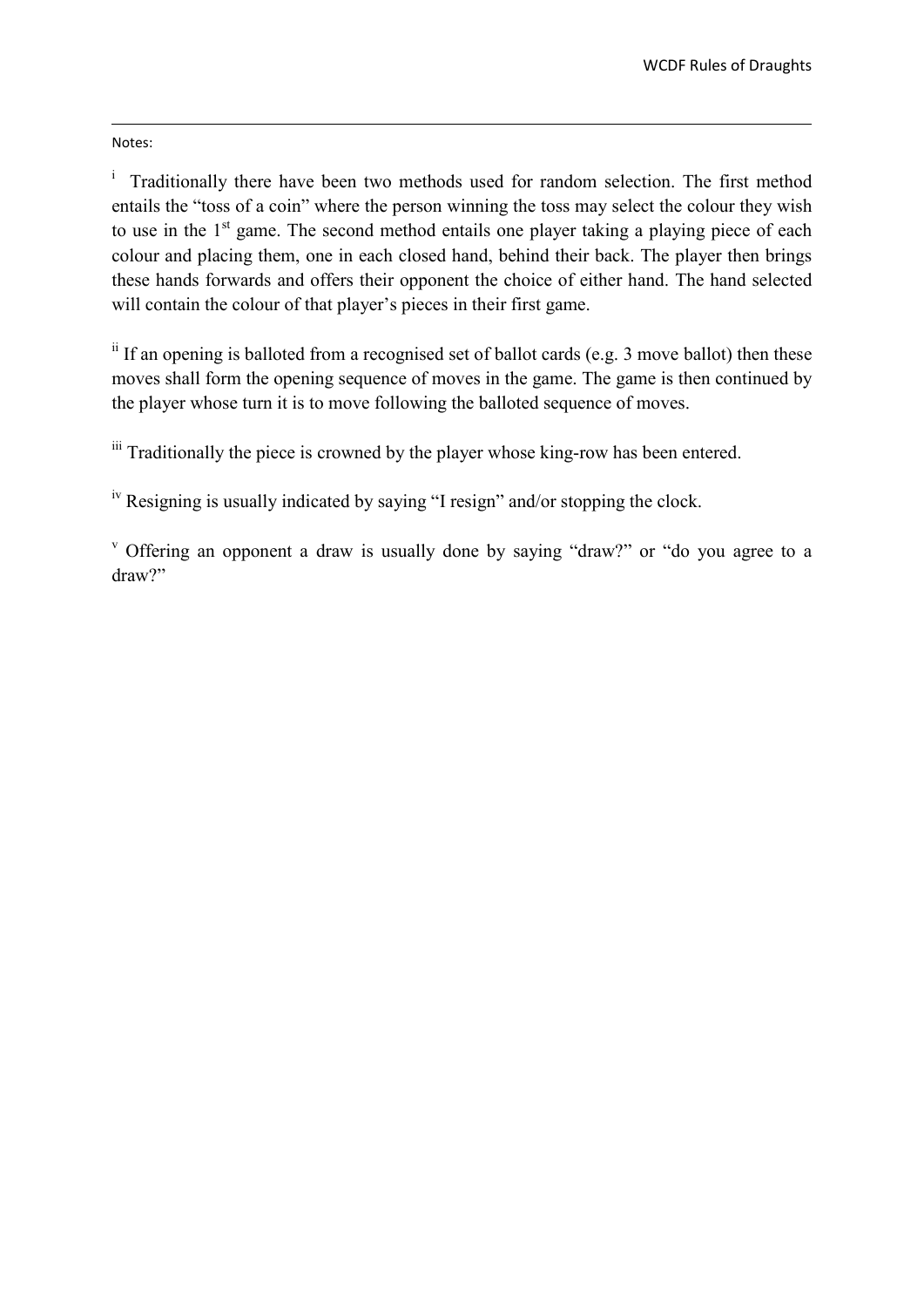Notes:

[i] Traditionally there have been two methods used for random selection. The first method entails the "toss of a coin" where the person winning the toss may select the colour they wish to use in the 1st game. The second method entails one player taking a playing piece of each colour and placing them, one in each closed hand, behind their back. The player then brings these hands forwards and offers their opponent the choice of either hand. The hand selected will contain the colour of that player's pieces in their first game.

[ii] If an opening is balloted from a recognised set of ballot cards (e.g. 3 move ballot) then these moves shall form the opening sequence of moves in the game. The game is then continued by the player whose turn it is to move following the balloted sequence of moves.

[iii] Traditionally the piece is crowned by the player whose king-row has been entered.

[iv] Resigning is usually indicated by saying "I resign" and/or stopping the clock.

[v] Offering an opponent a draw is usually done by saying "draw?" or "do you agree to a draw?"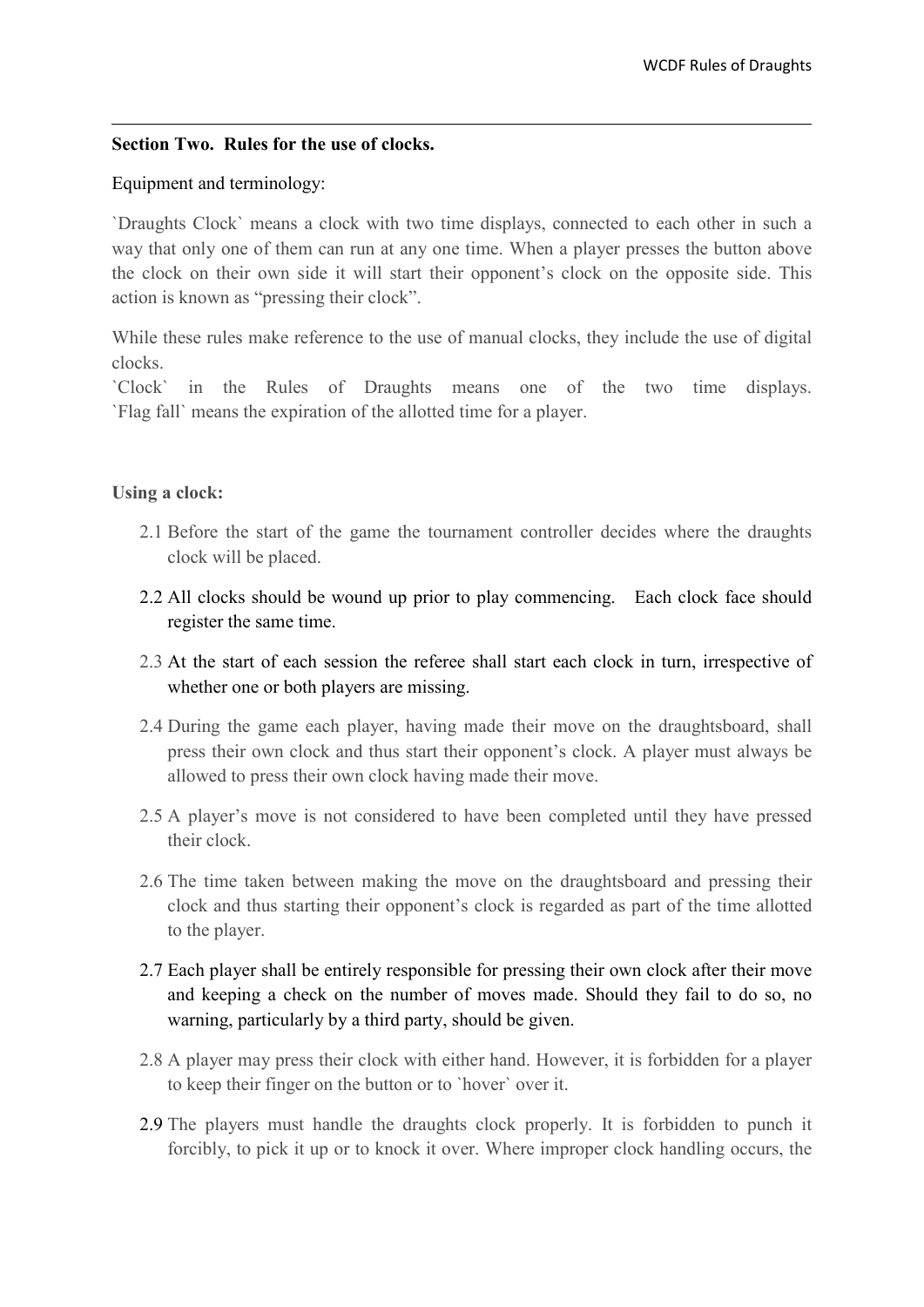## Section Two. Rules for the use of clocks.

Equipment and terminology:

`Draughts Clock` means a clock with two time displays, connected to each other in such a way that only one of them can run at any one time. When a player presses the button above the clock on their own side it will start their opponent's clock on the opposite side. This action is known as "pressing their clock".

While these rules make reference to the use of manual clocks, they include the use of digital clocks.

`Clock` in the Rules of Draughts means one of the two time displays. `Flag fall` means the expiration of the allotted time for a player.

### Using a clock:

2.1 Before the start of the game the tournament controller decides where the draughts clock will be placed.

2.2 All clocks should be wound up prior to play commencing. Each clock face should register the same time.

2.3 At the start of each session the referee shall start each clock in turn, irrespective of whether one or both players are missing.

2.4 During the game each player, having made their move on the draughtsboard, shall press their own clock and thus start their opponent's clock. A player must always be allowed to press their own clock having made their move.

2.5 A player's move is not considered to have been completed until they have pressed their clock.

2.6 The time taken between making the move on the draughtsboard and pressing their clock and thus starting their opponent's clock is regarded as part of the time allotted to the player.

2.7 Each player shall be entirely responsible for pressing their own clock after their move and keeping a check on the number of moves made. Should they fail to do so, no warning, particularly by a third party, should be given.

2.8 A player may press their clock with either hand. However, it is forbidden for a player to keep their finger on the button or to `hover` over it.

2.9 The players must handle the draughts clock properly. It is forbidden to punch it forcibly, to pick it up or to knock it over. Where improper clock handling occurs, the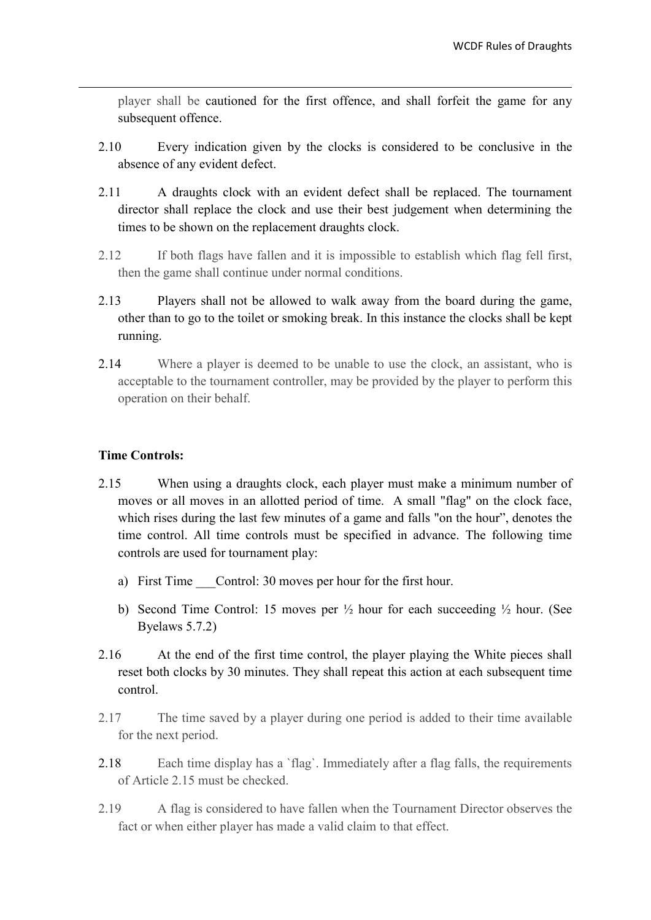player shall be cautioned for the first offence, and shall forfeit the game for any subsequent offence.

2.10 Every indication given by the clocks is considered to be conclusive in the absence of any evident defect.

2.11 A draughts clock with an evident defect shall be replaced. The tournament director shall replace the clock and use their best judgement when determining the times to be shown on the replacement draughts clock.

2.12 If both flags have fallen and it is impossible to establish which flag fell first, then the game shall continue under normal conditions.

2.13 Players shall not be allowed to walk away from the board during the game, other than to go to the toilet or smoking break. In this instance the clocks shall be kept running.

2.14 Where a player is deemed to be unable to use the clock, an assistant, who is acceptable to the tournament controller, may be provided by the player to perform this operation on their behalf.

**Time Controls:**

2.15 When using a draughts clock, each player must make a minimum number of moves or all moves in an allotted period of time. A small "flag" on the clock face, which rises during the last few minutes of a game and falls "on the hour", denotes the time control. All time controls must be specified in advance. The following time controls are used for tournament play:

a) First Time ___Control: 30 moves per hour for the first hour.

b) Second Time Control: 15 moves per ½ hour for each succeeding ½ hour. (See Byelaws 5.7.2)

2.16 At the end of the first time control, the player playing the White pieces shall reset both clocks by 30 minutes. They shall repeat this action at each subsequent time control.

2.17 The time saved by a player during one period is added to their time available for the next period.

2.18 Each time display has a `flag`. Immediately after a flag falls, the requirements of Article 2.15 must be checked.

2.19 A flag is considered to have fallen when the Tournament Director observes the fact or when either player has made a valid claim to that effect.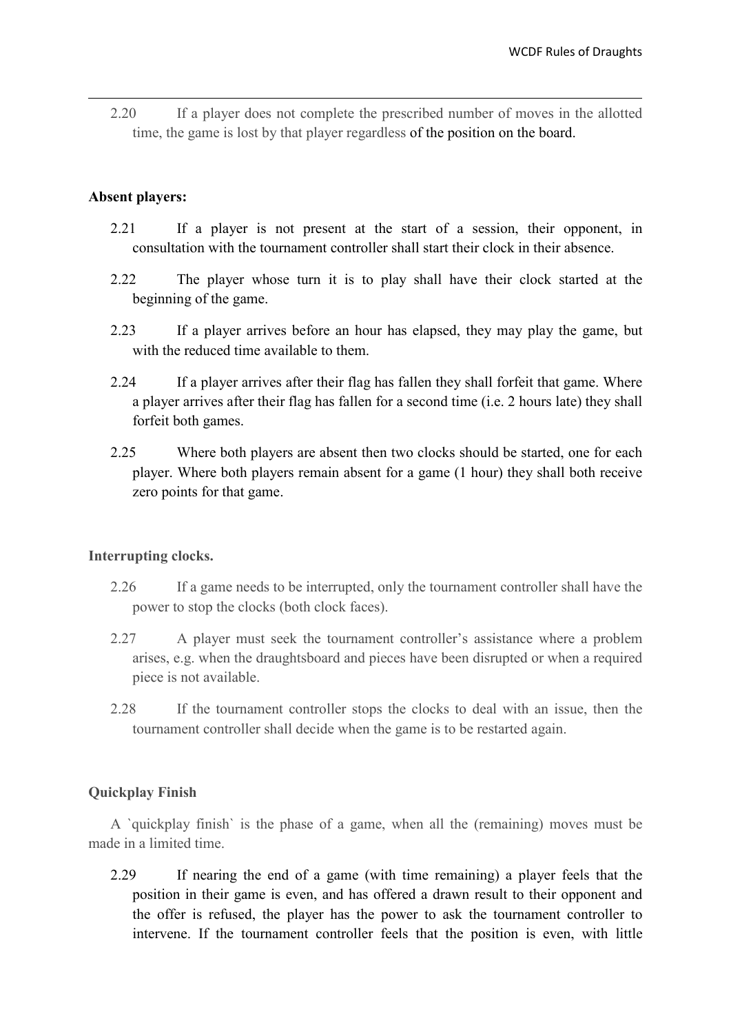2.20 If a player does not complete the prescribed number of moves in the allotted time, the game is lost by that player regardless of the position on the board.

**Absent players:**

2.21 If a player is not present at the start of a session, their opponent, in consultation with the tournament controller shall start their clock in their absence.

2.22 The player whose turn it is to play shall have their clock started at the beginning of the game.

2.23 If a player arrives before an hour has elapsed, they may play the game, but with the reduced time available to them.

2.24 If a player arrives after their flag has fallen they shall forfeit that game. Where a player arrives after their flag has fallen for a second time (i.e. 2 hours late) they shall forfeit both games.

2.25 Where both players are absent then two clocks should be started, one for each player. Where both players remain absent for a game (1 hour) they shall both receive zero points for that game.

**Interrupting clocks.**

2.26 If a game needs to be interrupted, only the tournament controller shall have the power to stop the clocks (both clock faces).

2.27 A player must seek the tournament controller's assistance where a problem arises, e.g. when the draughtsboard and pieces have been disrupted or when a required piece is not available.

2.28 If the tournament controller stops the clocks to deal with an issue, then the tournament controller shall decide when the game is to be restarted again.

**Quickplay Finish**

A `quickplay finish` is the phase of a game, when all the (remaining) moves must be made in a limited time.

2.29 If nearing the end of a game (with time remaining) a player feels that the position in their game is even, and has offered a drawn result to their opponent and the offer is refused, the player has the power to ask the tournament controller to intervene. If the tournament controller feels that the position is even, with little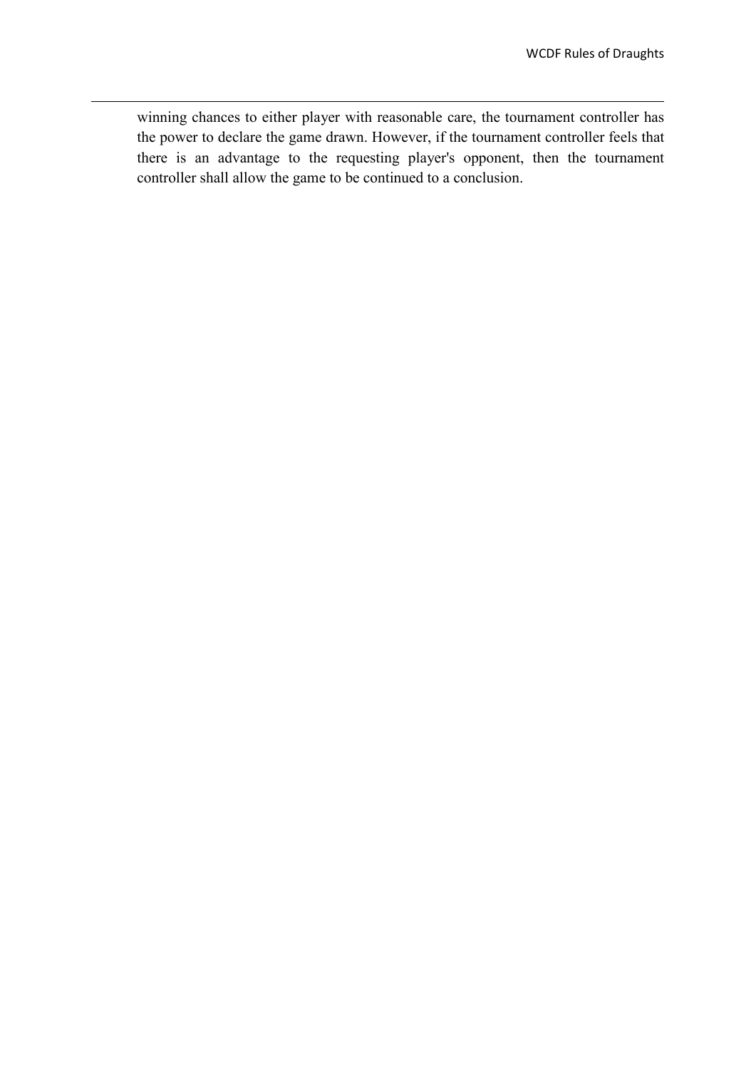winning chances to either player with reasonable care, the tournament controller has the power to declare the game drawn. However, if the tournament controller feels that there is an advantage to the requesting player's opponent, then the tournament controller shall allow the game to be continued to a conclusion.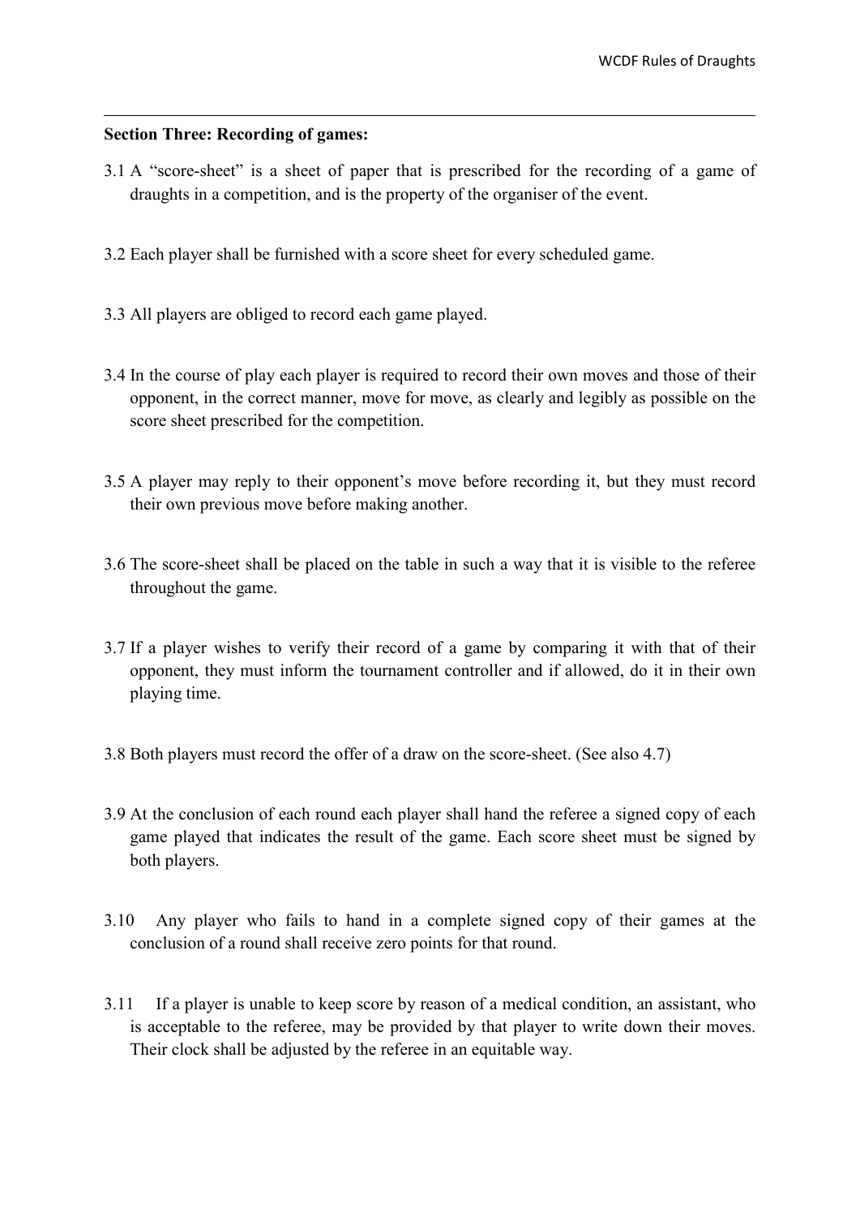**Section Three: Recording of games:**

3.1 A "score-sheet" is a sheet of paper that is prescribed for the recording of a game of draughts in a competition, and is the property of the organiser of the event.

3.2 Each player shall be furnished with a score sheet for every scheduled game.

3.3 All players are obliged to record each game played.

3.4 In the course of play each player is required to record their own moves and those of their opponent, in the correct manner, move for move, as clearly and legibly as possible on the score sheet prescribed for the competition.

3.5 A player may reply to their opponent's move before recording it, but they must record their own previous move before making another.

3.6 The score-sheet shall be placed on the table in such a way that it is visible to the referee throughout the game.

3.7 If a player wishes to verify their record of a game by comparing it with that of their opponent, they must inform the tournament controller and if allowed, do it in their own playing time.

3.8 Both players must record the offer of a draw on the score-sheet. (See also 4.7)

3.9 At the conclusion of each round each player shall hand the referee a signed copy of each game played that indicates the result of the game. Each score sheet must be signed by both players.

3.10 Any player who fails to hand in a complete signed copy of their games at the conclusion of a round shall receive zero points for that round.

3.11 If a player is unable to keep score by reason of a medical condition, an assistant, who is acceptable to the referee, may be provided by that player to write down their moves. Their clock shall be adjusted by the referee in an equitable way.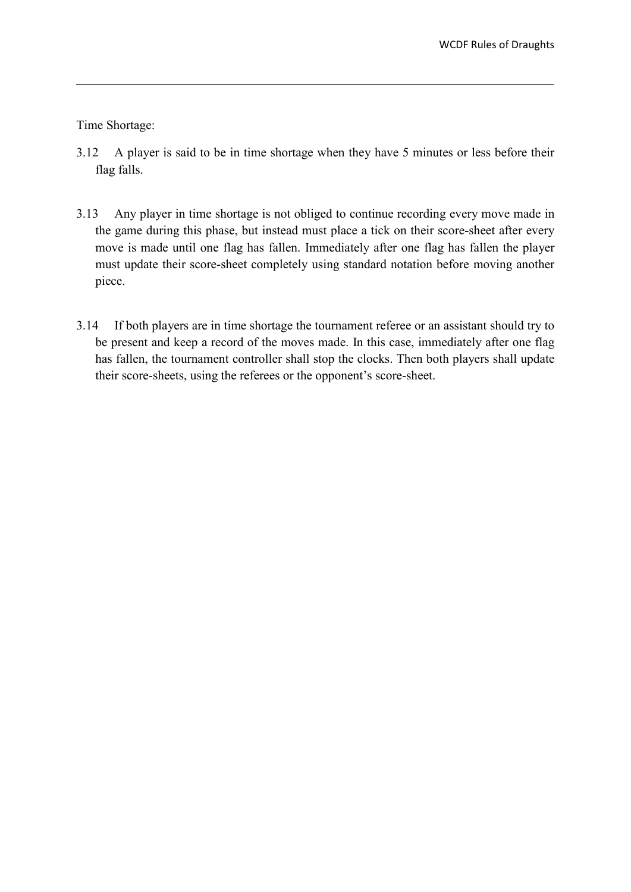Time Shortage:

3.12 A player is said to be in time shortage when they have 5 minutes or less before their flag falls.

3.13 Any player in time shortage is not obliged to continue recording every move made in the game during this phase, but instead must place a tick on their score-sheet after every move is made until one flag has fallen. Immediately after one flag has fallen the player must update their score-sheet completely using standard notation before moving another piece.

3.14 If both players are in time shortage the tournament referee or an assistant should try to be present and keep a record of the moves made. In this case, immediately after one flag has fallen, the tournament controller shall stop the clocks. Then both players shall update their score-sheets, using the referees or the opponent's score-sheet.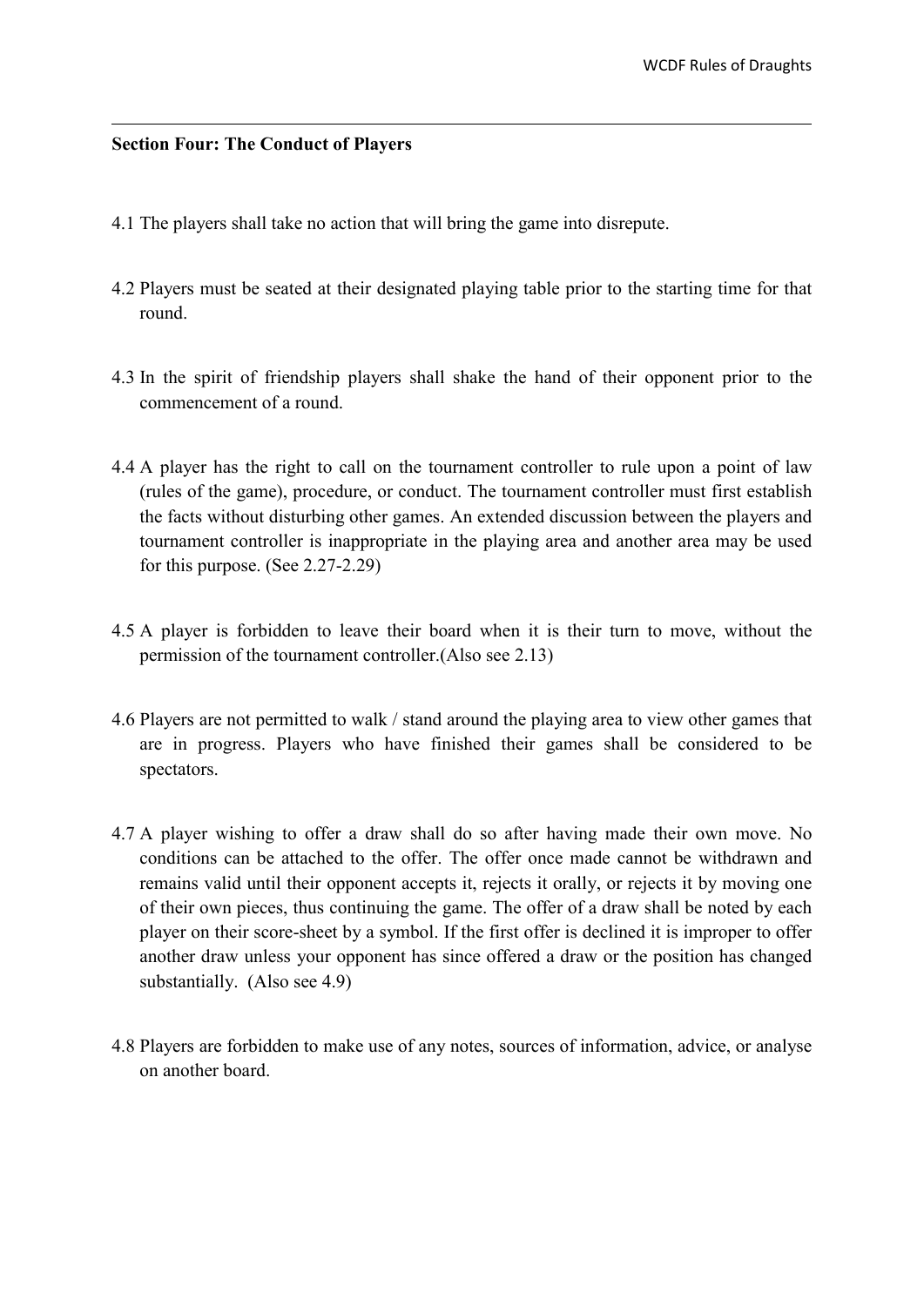**Section Four: The Conduct of Players**

4.1 The players shall take no action that will bring the game into disrepute.

4.2 Players must be seated at their designated playing table prior to the starting time for that round.

4.3 In the spirit of friendship players shall shake the hand of their opponent prior to the commencement of a round.

4.4 A player has the right to call on the tournament controller to rule upon a point of law (rules of the game), procedure, or conduct. The tournament controller must first establish the facts without disturbing other games. An extended discussion between the players and tournament controller is inappropriate in the playing area and another area may be used for this purpose. (See 2.27-2.29)

4.5 A player is forbidden to leave their board when it is their turn to move, without the permission of the tournament controller.(Also see 2.13)

4.6 Players are not permitted to walk / stand around the playing area to view other games that are in progress. Players who have finished their games shall be considered to be spectators.

4.7 A player wishing to offer a draw shall do so after having made their own move. No conditions can be attached to the offer. The offer once made cannot be withdrawn and remains valid until their opponent accepts it, rejects it orally, or rejects it by moving one of their own pieces, thus continuing the game. The offer of a draw shall be noted by each player on their score-sheet by a symbol. If the first offer is declined it is improper to offer another draw unless your opponent has since offered a draw or the position has changed substantially. (Also see 4.9)

4.8 Players are forbidden to make use of any notes, sources of information, advice, or analyse on another board.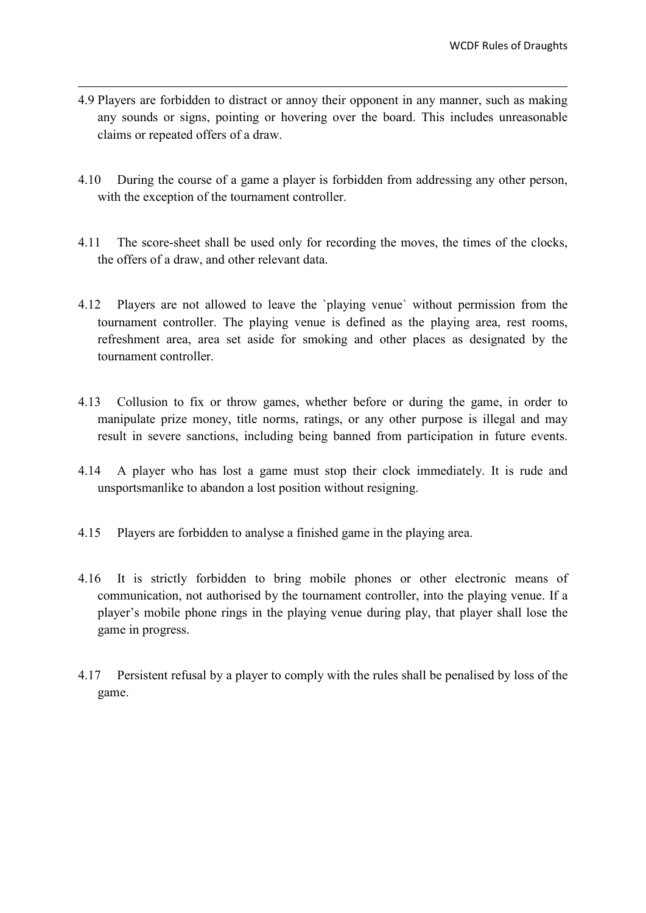4.9 Players are forbidden to distract or annoy their opponent in any manner, such as making any sounds or signs, pointing or hovering over the board. This includes unreasonable claims or repeated offers of a draw.

4.10 During the course of a game a player is forbidden from addressing any other person, with the exception of the tournament controller.

4.11 The score-sheet shall be used only for recording the moves, the times of the clocks, the offers of a draw, and other relevant data.

4.12 Players are not allowed to leave the `playing venue` without permission from the tournament controller. The playing venue is defined as the playing area, rest rooms, refreshment area, area set aside for smoking and other places as designated by the tournament controller.

4.13 Collusion to fix or throw games, whether before or during the game, in order to manipulate prize money, title norms, ratings, or any other purpose is illegal and may result in severe sanctions, including being banned from participation in future events.

4.14 A player who has lost a game must stop their clock immediately. It is rude and unsportsmanlike to abandon a lost position without resigning.

4.15 Players are forbidden to analyse a finished game in the playing area.

4.16 It is strictly forbidden to bring mobile phones or other electronic means of communication, not authorised by the tournament controller, into the playing venue. If a player's mobile phone rings in the playing venue during play, that player shall lose the game in progress.

4.17 Persistent refusal by a player to comply with the rules shall be penalised by loss of the game.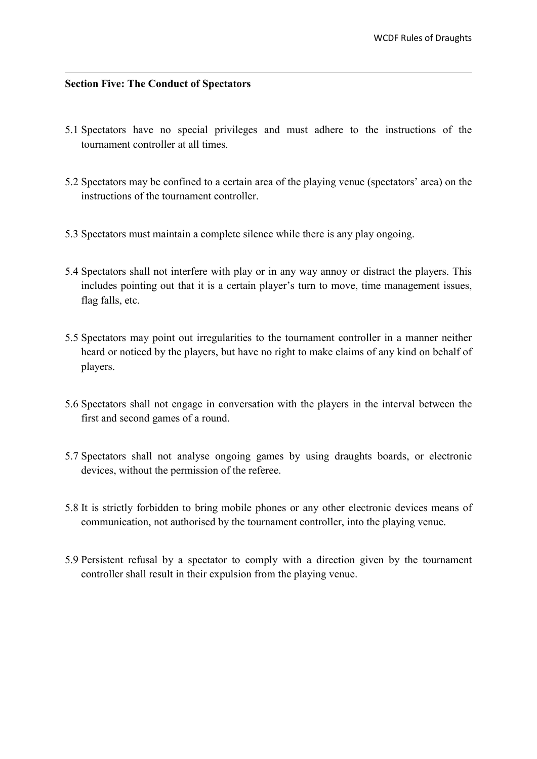**Section Five: The Conduct of Spectators**

5.1 Spectators have no special privileges and must adhere to the instructions of the tournament controller at all times.

5.2 Spectators may be confined to a certain area of the playing venue (spectators' area) on the instructions of the tournament controller.

5.3 Spectators must maintain a complete silence while there is any play ongoing.

5.4 Spectators shall not interfere with play or in any way annoy or distract the players. This includes pointing out that it is a certain player's turn to move, time management issues, flag falls, etc.

5.5 Spectators may point out irregularities to the tournament controller in a manner neither heard or noticed by the players, but have no right to make claims of any kind on behalf of players.

5.6 Spectators shall not engage in conversation with the players in the interval between the first and second games of a round.

5.7 Spectators shall not analyse ongoing games by using draughts boards, or electronic devices, without the permission of the referee.

5.8 It is strictly forbidden to bring mobile phones or any other electronic devices means of communication, not authorised by the tournament controller, into the playing venue.

5.9 Persistent refusal by a spectator to comply with a direction given by the tournament controller shall result in their expulsion from the playing venue.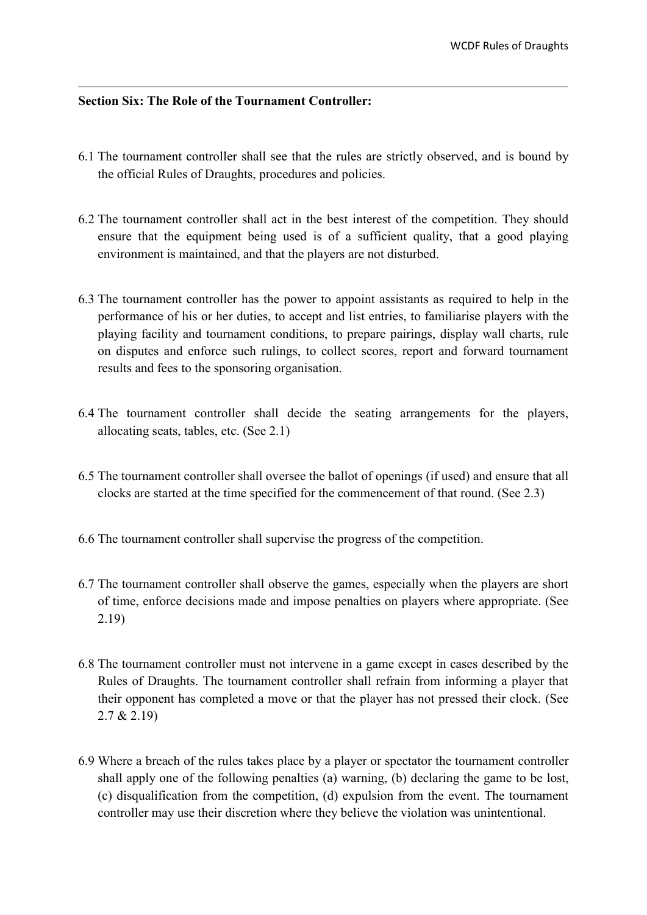**Section Six: The Role of the Tournament Controller:**

6.1 The tournament controller shall see that the rules are strictly observed, and is bound by the official Rules of Draughts, procedures and policies.

6.2 The tournament controller shall act in the best interest of the competition. They should ensure that the equipment being used is of a sufficient quality, that a good playing environment is maintained, and that the players are not disturbed.

6.3 The tournament controller has the power to appoint assistants as required to help in the performance of his or her duties, to accept and list entries, to familiarise players with the playing facility and tournament conditions, to prepare pairings, display wall charts, rule on disputes and enforce such rulings, to collect scores, report and forward tournament results and fees to the sponsoring organisation.

6.4 The tournament controller shall decide the seating arrangements for the players, allocating seats, tables, etc. (See 2.1)

6.5 The tournament controller shall oversee the ballot of openings (if used) and ensure that all clocks are started at the time specified for the commencement of that round. (See 2.3)

6.6 The tournament controller shall supervise the progress of the competition.

6.7 The tournament controller shall observe the games, especially when the players are short of time, enforce decisions made and impose penalties on players where appropriate. (See 2.19)

6.8 The tournament controller must not intervene in a game except in cases described by the Rules of Draughts. The tournament controller shall refrain from informing a player that their opponent has completed a move or that the player has not pressed their clock. (See 2.7 & 2.19)

6.9 Where a breach of the rules takes place by a player or spectator the tournament controller shall apply one of the following penalties (a) warning, (b) declaring the game to be lost, (c) disqualification from the competition, (d) expulsion from the event. The tournament controller may use their discretion where they believe the violation was unintentional.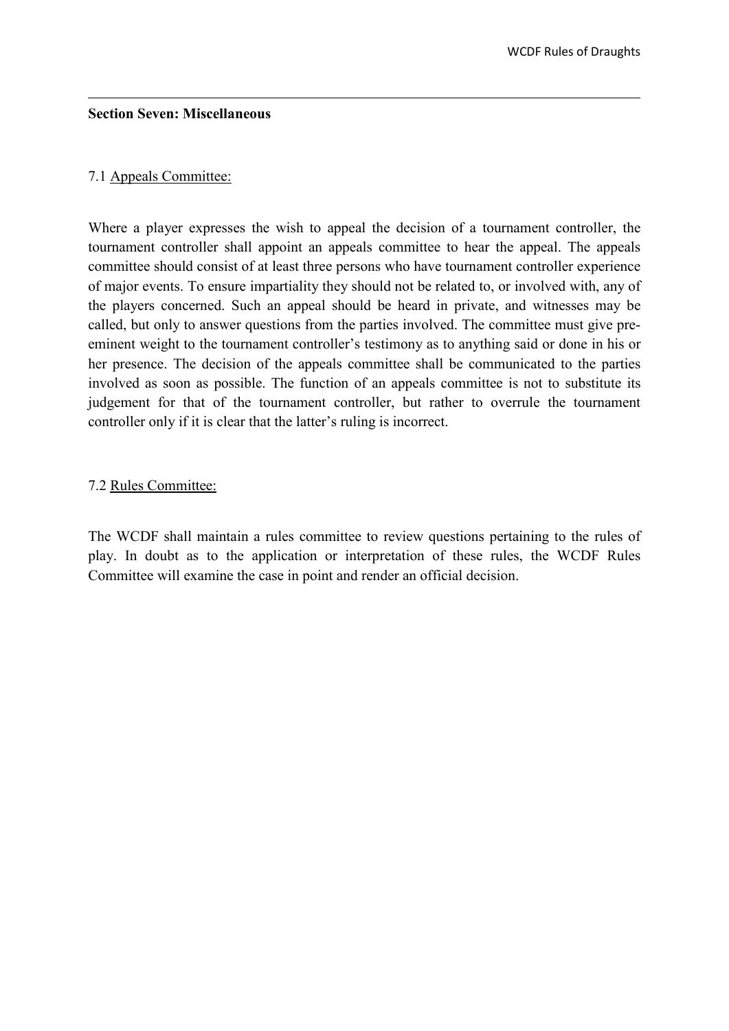## Section Seven: Miscellaneous

### 7.1 Appeals Committee:

Where a player expresses the wish to appeal the decision of a tournament controller, the tournament controller shall appoint an appeals committee to hear the appeal. The appeals committee should consist of at least three persons who have tournament controller experience of major events. To ensure impartiality they should not be related to, or involved with, any of the players concerned. Such an appeal should be heard in private, and witnesses may be called, but only to answer questions from the parties involved. The committee must give pre-eminent weight to the tournament controller's testimony as to anything said or done in his or her presence. The decision of the appeals committee shall be communicated to the parties involved as soon as possible. The function of an appeals committee is not to substitute its judgement for that of the tournament controller, but rather to overrule the tournament controller only if it is clear that the latter's ruling is incorrect.

### 7.2 Rules Committee:

The WCDF shall maintain a rules committee to review questions pertaining to the rules of play. In doubt as to the application or interpretation of these rules, the WCDF Rules Committee will examine the case in point and render an official decision.